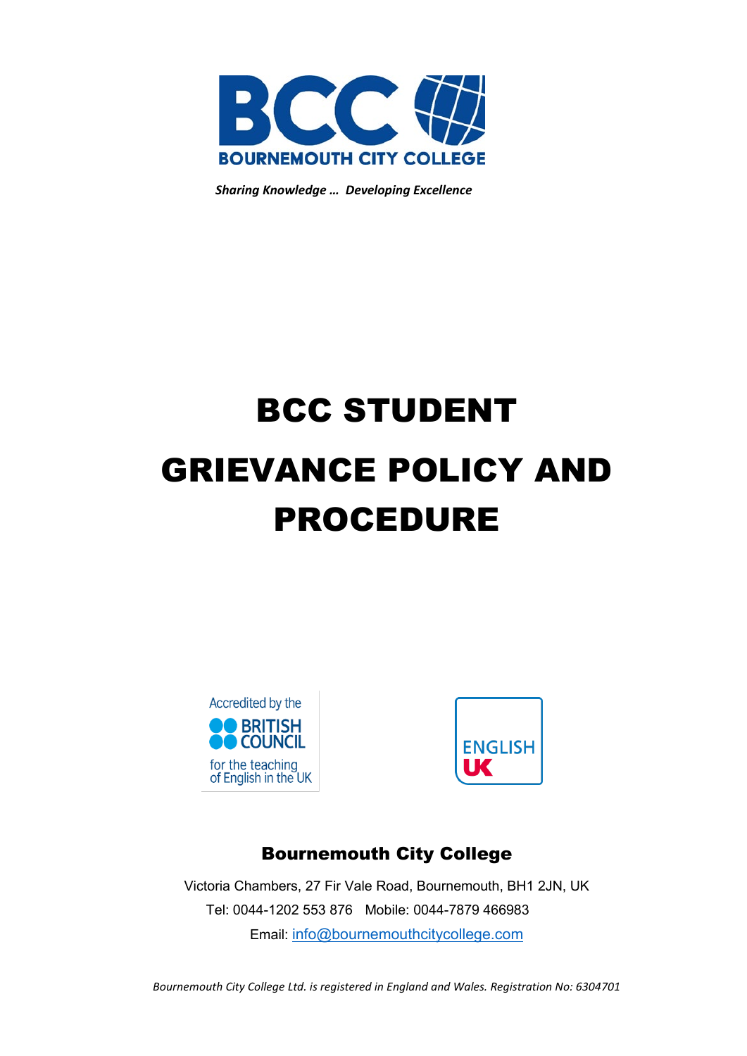BCC

BOURNEMOUTH CITY COLLEGE

***Sharing Knowledge … Developing Excellence***

# BCC STUDENT GRIEVANCE POLICY AND PROCEDURE

Accredited by the BRITISH COUNCIL for the teaching of English in the UK

ENGLISH UK

**Bournemouth City College**

Victoria Chambers, 27 Fir Vale Road, Bournemouth, BH1 2JN, UK

Tel: 0044-1202 553 876 Mobile: 0044-7879 466983

Email: info@bournemouthcitycollege.com

*Bournemouth City College Ltd. is registered in England and Wales. Registration No: 6304701*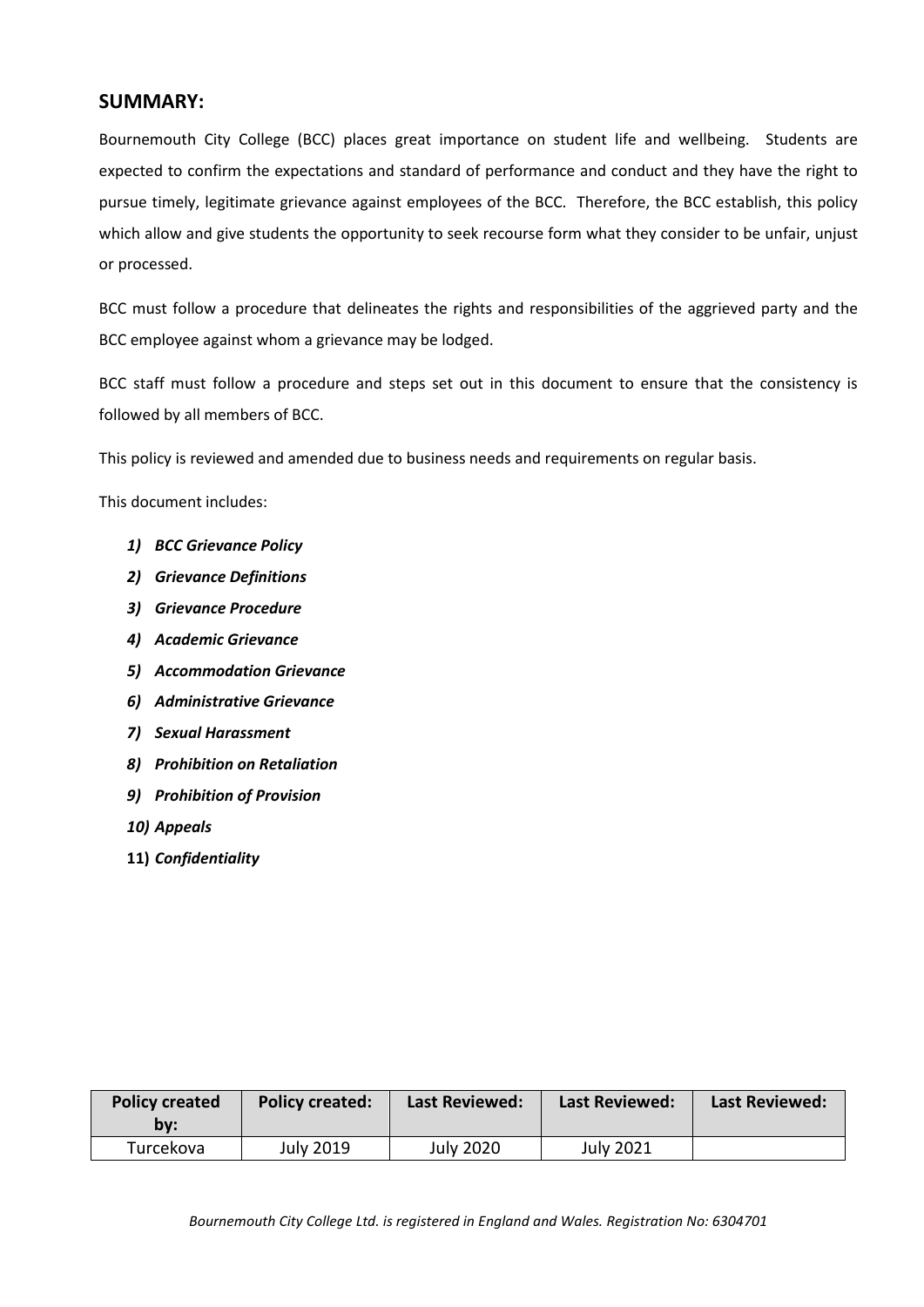## SUMMARY:

Bournemouth City College (BCC) places great importance on student life and wellbeing. Students are expected to confirm the expectations and standard of performance and conduct and they have the right to pursue timely, legitimate grievance against employees of the BCC. Therefore, the BCC establish, this policy which allow and give students the opportunity to seek recourse form what they consider to be unfair, unjust or processed.

BCC must follow a procedure that delineates the rights and responsibilities of the aggrieved party and the BCC employee against whom a grievance may be lodged.

BCC staff must follow a procedure and steps set out in this document to ensure that the consistency is followed by all members of BCC.

This policy is reviewed and amended due to business needs and requirements on regular basis.

This document includes:

1) ***BCC Grievance Policy***
2) ***Grievance Definitions***
3) ***Grievance Procedure***
4) ***Academic Grievance***
5) ***Accommodation Grievance***
6) ***Administrative Grievance***
7) ***Sexual Harassment***
8) ***Prohibition on Retaliation***
9) ***Prohibition of Provision***
10) ***Appeals***
11) ***Confidentiality***

| Policy created by: | Policy created: | Last Reviewed: | Last Reviewed: | Last Reviewed: |
|---|---|---|---|---|
| Turcekova | July 2019 | July 2020 | July 2021 | |

*Bournemouth City College Ltd. is registered in England and Wales. Registration No: 6304701*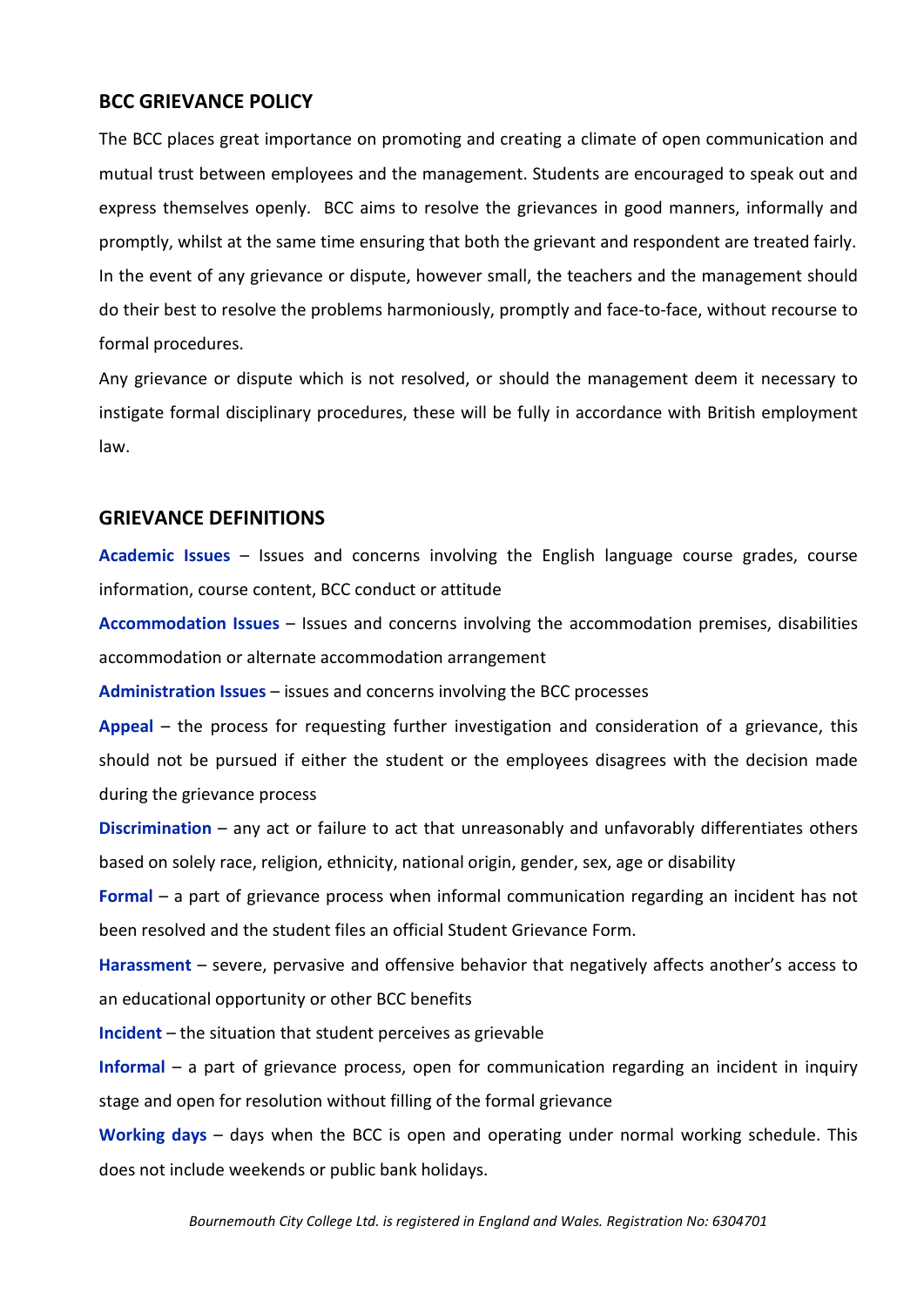## BCC GRIEVANCE POLICY

The BCC places great importance on promoting and creating a climate of open communication and mutual trust between employees and the management. Students are encouraged to speak out and express themselves openly. BCC aims to resolve the grievances in good manners, informally and promptly, whilst at the same time ensuring that both the grievant and respondent are treated fairly. In the event of any grievance or dispute, however small, the teachers and the management should do their best to resolve the problems harmoniously, promptly and face-to-face, without recourse to formal procedures.

Any grievance or dispute which is not resolved, or should the management deem it necessary to instigate formal disciplinary procedures, these will be fully in accordance with British employment law.

## GRIEVANCE DEFINITIONS

**Academic Issues** – Issues and concerns involving the English language course grades, course information, course content, BCC conduct or attitude

**Accommodation Issues** – Issues and concerns involving the accommodation premises, disabilities accommodation or alternate accommodation arrangement

**Administration Issues** – issues and concerns involving the BCC processes

**Appeal** – the process for requesting further investigation and consideration of a grievance, this should not be pursued if either the student or the employees disagrees with the decision made during the grievance process

**Discrimination** – any act or failure to act that unreasonably and unfavorably differentiates others based on solely race, religion, ethnicity, national origin, gender, sex, age or disability

**Formal** – a part of grievance process when informal communication regarding an incident has not been resolved and the student files an official Student Grievance Form.

**Harassment** – severe, pervasive and offensive behavior that negatively affects another's access to an educational opportunity or other BCC benefits

**Incident** – the situation that student perceives as grievable

**Informal** – a part of grievance process, open for communication regarding an incident in inquiry stage and open for resolution without filling of the formal grievance

**Working days** – days when the BCC is open and operating under normal working schedule. This does not include weekends or public bank holidays.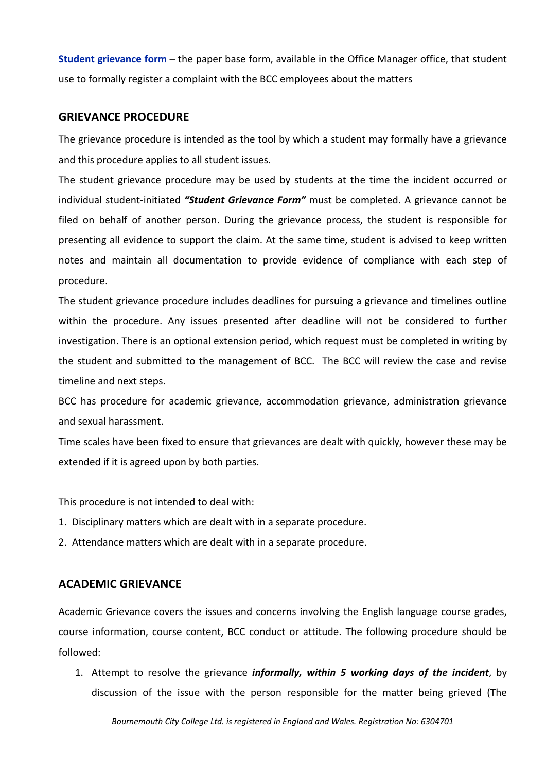**Student grievance form** – the paper base form, available in the Office Manager office, that student use to formally register a complaint with the BCC employees about the matters

## GRIEVANCE PROCEDURE

The grievance procedure is intended as the tool by which a student may formally have a grievance and this procedure applies to all student issues.

The student grievance procedure may be used by students at the time the incident occurred or individual student-initiated ***"Student Grievance Form"*** must be completed. A grievance cannot be filed on behalf of another person. During the grievance process, the student is responsible for presenting all evidence to support the claim. At the same time, student is advised to keep written notes and maintain all documentation to provide evidence of compliance with each step of procedure.

The student grievance procedure includes deadlines for pursuing a grievance and timelines outline within the procedure. Any issues presented after deadline will not be considered to further investigation. There is an optional extension period, which request must be completed in writing by the student and submitted to the management of BCC. The BCC will review the case and revise timeline and next steps.

BCC has procedure for academic grievance, accommodation grievance, administration grievance and sexual harassment.

Time scales have been fixed to ensure that grievances are dealt with quickly, however these may be extended if it is agreed upon by both parties.

This procedure is not intended to deal with:

1. Disciplinary matters which are dealt with in a separate procedure.
2. Attendance matters which are dealt with in a separate procedure.

## ACADEMIC GRIEVANCE

Academic Grievance covers the issues and concerns involving the English language course grades, course information, course content, BCC conduct or attitude. The following procedure should be followed:

1. Attempt to resolve the grievance ***informally, within 5 working days of the incident***, by discussion of the issue with the person responsible for the matter being grieved (The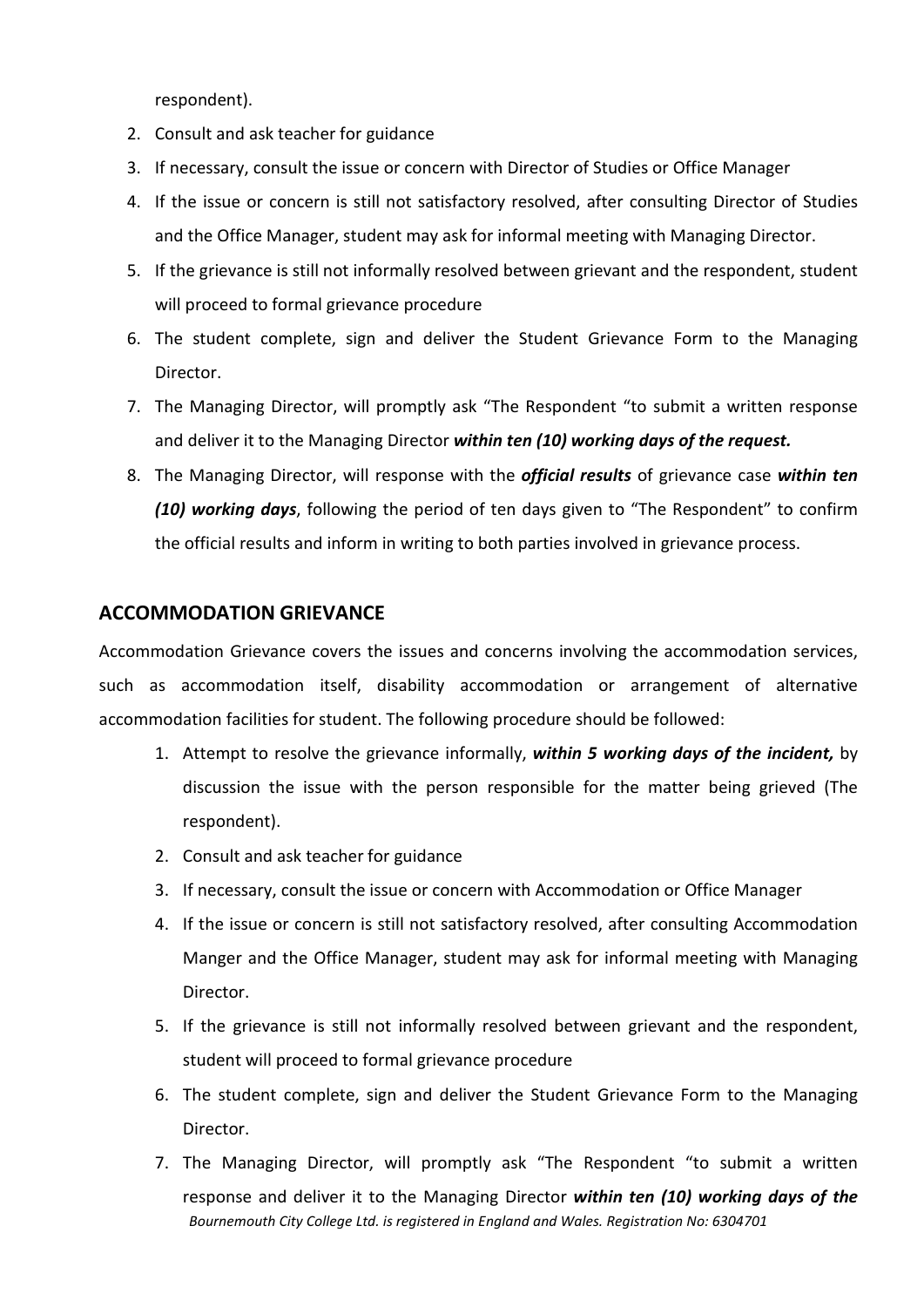respondent).

2. Consult and ask teacher for guidance
3. If necessary, consult the issue or concern with Director of Studies or Office Manager
4. If the issue or concern is still not satisfactory resolved, after consulting Director of Studies and the Office Manager, student may ask for informal meeting with Managing Director.
5. If the grievance is still not informally resolved between grievant and the respondent, student will proceed to formal grievance procedure
6. The student complete, sign and deliver the Student Grievance Form to the Managing Director.
7. The Managing Director, will promptly ask "The Respondent "to submit a written response and deliver it to the Managing Director ***within ten (10) working days of the request.***
8. The Managing Director, will response with the ***official results*** of grievance case ***within ten (10) working days***, following the period of ten days given to "The Respondent" to confirm the official results and inform in writing to both parties involved in grievance process.

## ACCOMMODATION GRIEVANCE

Accommodation Grievance covers the issues and concerns involving the accommodation services, such as accommodation itself, disability accommodation or arrangement of alternative accommodation facilities for student. The following procedure should be followed:

1. Attempt to resolve the grievance informally, ***within 5 working days of the incident,*** by discussion the issue with the person responsible for the matter being grieved (The respondent).
2. Consult and ask teacher for guidance
3. If necessary, consult the issue or concern with Accommodation or Office Manager
4. If the issue or concern is still not satisfactory resolved, after consulting Accommodation Manger and the Office Manager, student may ask for informal meeting with Managing Director.
5. If the grievance is still not informally resolved between grievant and the respondent, student will proceed to formal grievance procedure
6. The student complete, sign and deliver the Student Grievance Form to the Managing Director.
7. The Managing Director, will promptly ask "The Respondent "to submit a written response and deliver it to the Managing Director ***within ten (10) working days of the***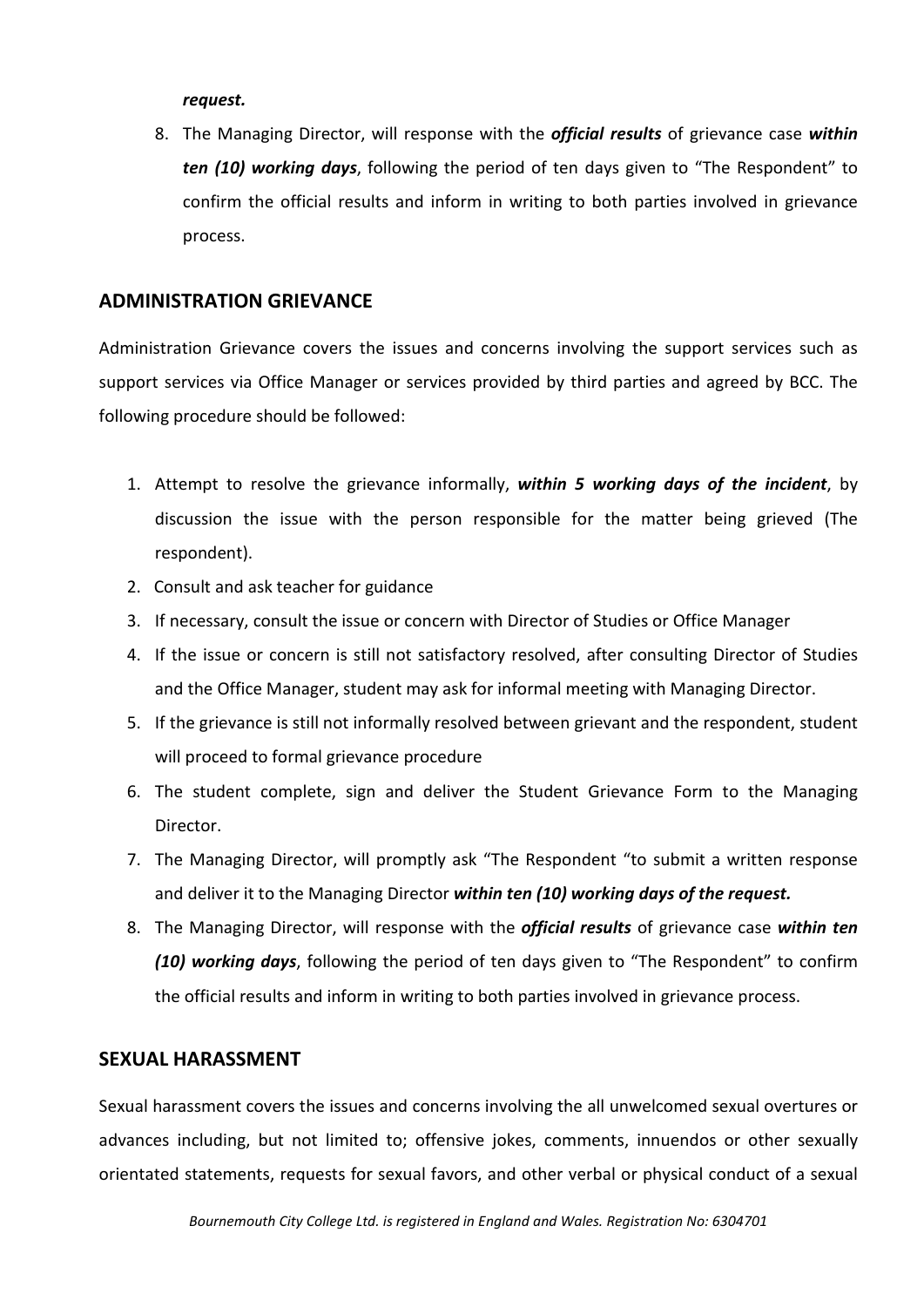***request.***

8. The Managing Director, will response with the ***official results*** of grievance case ***within ten (10) working days***, following the period of ten days given to "The Respondent" to confirm the official results and inform in writing to both parties involved in grievance process.

## ADMINISTRATION GRIEVANCE

Administration Grievance covers the issues and concerns involving the support services such as support services via Office Manager or services provided by third parties and agreed by BCC. The following procedure should be followed:

1. Attempt to resolve the grievance informally, ***within 5 working days of the incident***, by discussion the issue with the person responsible for the matter being grieved (The respondent).
2. Consult and ask teacher for guidance
3. If necessary, consult the issue or concern with Director of Studies or Office Manager
4. If the issue or concern is still not satisfactory resolved, after consulting Director of Studies and the Office Manager, student may ask for informal meeting with Managing Director.
5. If the grievance is still not informally resolved between grievant and the respondent, student will proceed to formal grievance procedure
6. The student complete, sign and deliver the Student Grievance Form to the Managing Director.
7. The Managing Director, will promptly ask "The Respondent "to submit a written response and deliver it to the Managing Director ***within ten (10) working days of the request.***
8. The Managing Director, will response with the ***official results*** of grievance case ***within ten (10) working days***, following the period of ten days given to "The Respondent" to confirm the official results and inform in writing to both parties involved in grievance process.

## SEXUAL HARASSMENT

Sexual harassment covers the issues and concerns involving the all unwelcomed sexual overtures or advances including, but not limited to; offensive jokes, comments, innuendos or other sexually orientated statements, requests for sexual favors, and other verbal or physical conduct of a sexual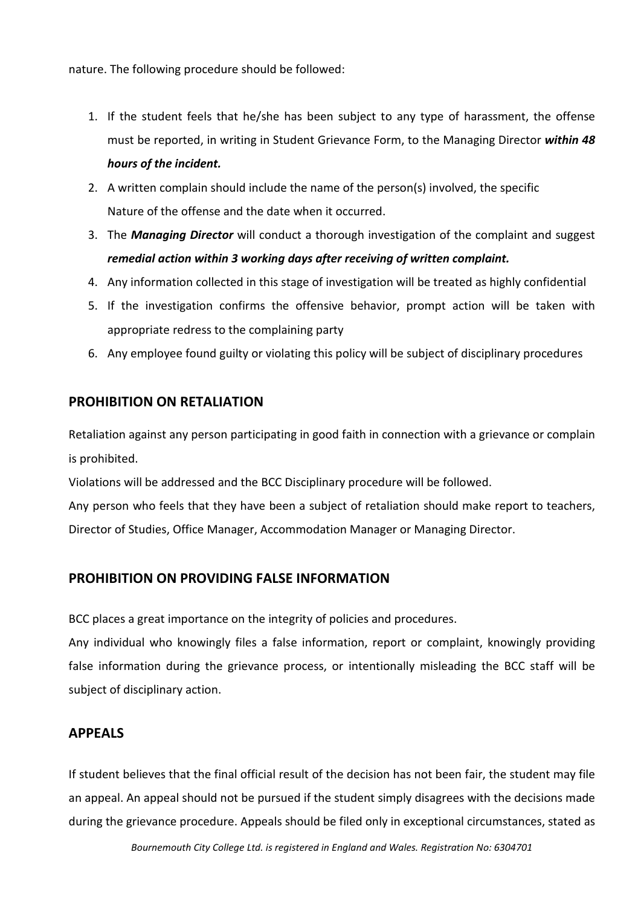nature. The following procedure should be followed:

1. If the student feels that he/she has been subject to any type of harassment, the offense must be reported, in writing in Student Grievance Form, to the Managing Director ***within 48 hours of the incident.***
2. A written complain should include the name of the person(s) involved, the specific Nature of the offense and the date when it occurred.
3. The ***Managing Director*** will conduct a thorough investigation of the complaint and suggest ***remedial action within 3 working days after receiving of written complaint.***
4. Any information collected in this stage of investigation will be treated as highly confidential
5. If the investigation confirms the offensive behavior, prompt action will be taken with appropriate redress to the complaining party
6. Any employee found guilty or violating this policy will be subject of disciplinary procedures

## PROHIBITION ON RETALIATION

Retaliation against any person participating in good faith in connection with a grievance or complain is prohibited.

Violations will be addressed and the BCC Disciplinary procedure will be followed.

Any person who feels that they have been a subject of retaliation should make report to teachers, Director of Studies, Office Manager, Accommodation Manager or Managing Director.

## PROHIBITION ON PROVIDING FALSE INFORMATION

BCC places a great importance on the integrity of policies and procedures.

Any individual who knowingly files a false information, report or complaint, knowingly providing false information during the grievance process, or intentionally misleading the BCC staff will be subject of disciplinary action.

## APPEALS

If student believes that the final official result of the decision has not been fair, the student may file an appeal. An appeal should not be pursued if the student simply disagrees with the decisions made during the grievance procedure. Appeals should be filed only in exceptional circumstances, stated as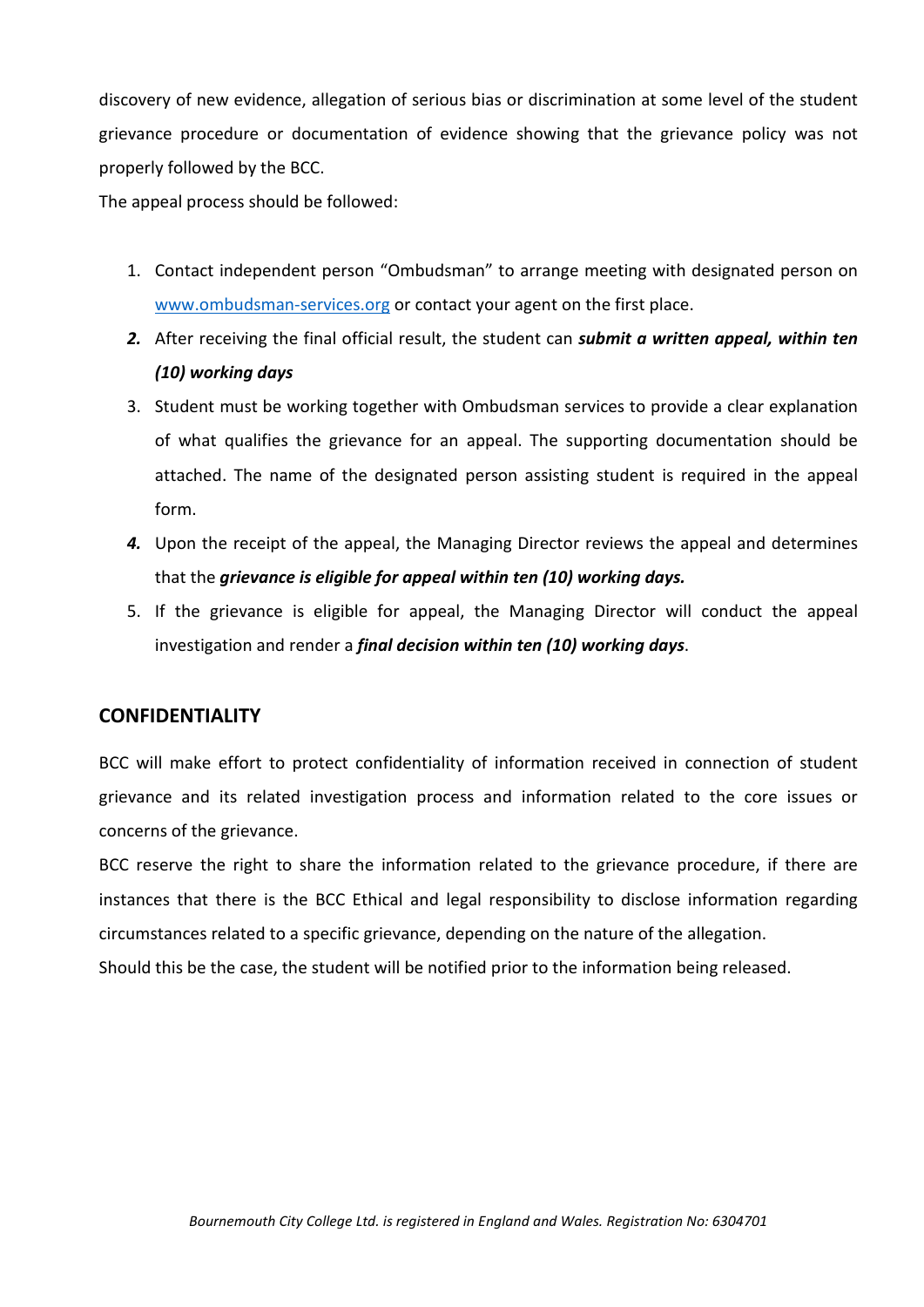discovery of new evidence, allegation of serious bias or discrimination at some level of the student grievance procedure or documentation of evidence showing that the grievance policy was not properly followed by the BCC.

The appeal process should be followed:

1. Contact independent person "Ombudsman" to arrange meeting with designated person on [www.ombudsman-services.org](http://www.ombudsman-services.org) or contact your agent on the first place.
2. After receiving the final official result, the student can ***submit a written appeal, within ten (10) working days***
3. Student must be working together with Ombudsman services to provide a clear explanation of what qualifies the grievance for an appeal. The supporting documentation should be attached. The name of the designated person assisting student is required in the appeal form.
4. Upon the receipt of the appeal, the Managing Director reviews the appeal and determines that the ***grievance is eligible for appeal within ten (10) working days.***
5. If the grievance is eligible for appeal, the Managing Director will conduct the appeal investigation and render a ***final decision within ten (10) working days***.

## CONFIDENTIALITY

BCC will make effort to protect confidentiality of information received in connection of student grievance and its related investigation process and information related to the core issues or concerns of the grievance.

BCC reserve the right to share the information related to the grievance procedure, if there are instances that there is the BCC Ethical and legal responsibility to disclose information regarding circumstances related to a specific grievance, depending on the nature of the allegation.

Should this be the case, the student will be notified prior to the information being released.